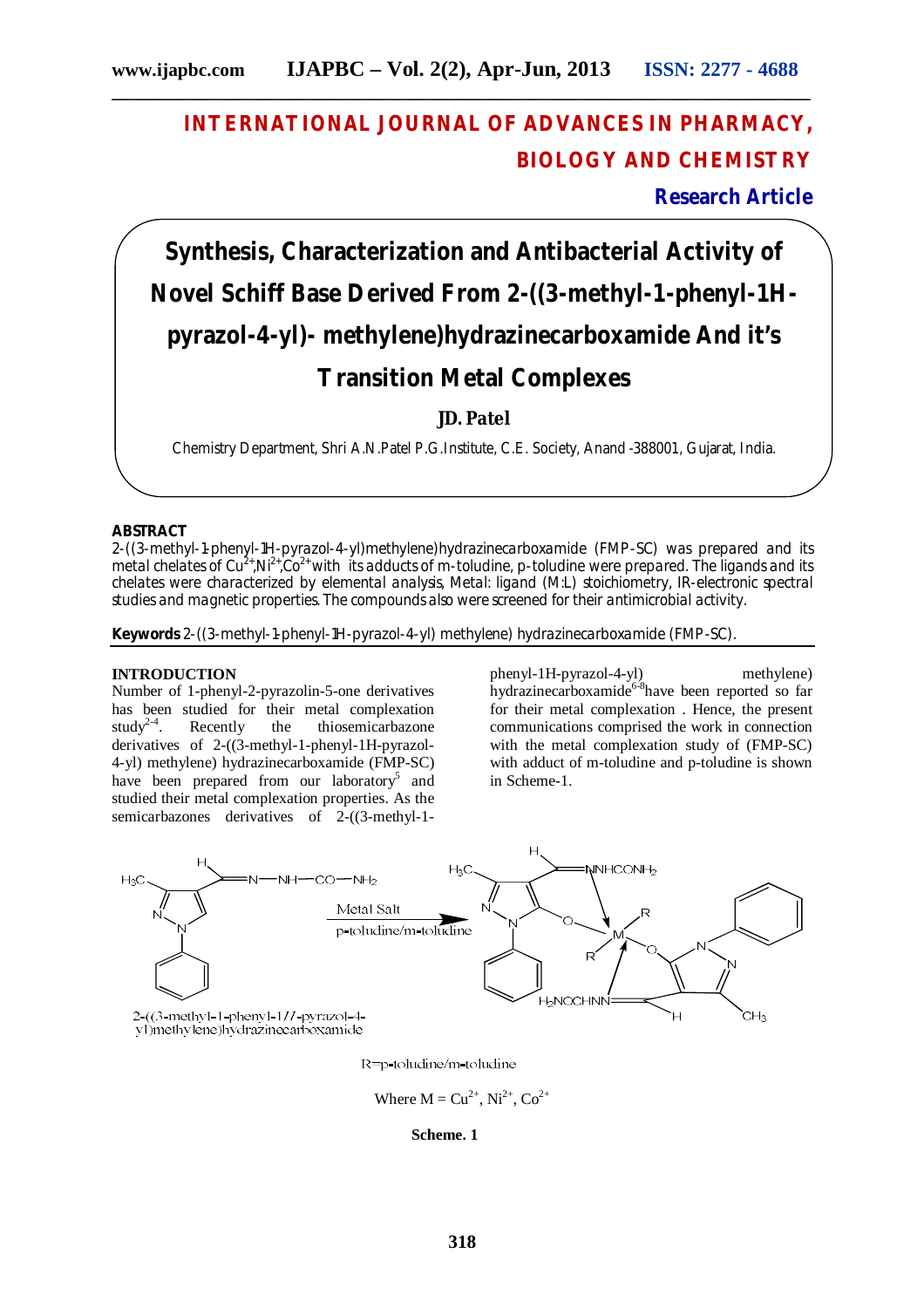# INTERNATIONAL JOURNAL OF ADVANCES IN PHARMACY, BIOLOGY AND CHEMISTRY

**Research Article**

# Synthesis, Characterization and Antibacterial Activity of Novel Schiff Base Derived From 2-((3-methyl-1-phenyl-1H-pyrazol-4-yl)- methylene)hydrazinecarboxamide And it's Transition Metal Complexes

**JD. Patel**

Chemistry Department, Shri A.N.Patel P.G.Institute, C.E. Society, Anand -388001, Gujarat, India.

## ABSTRACT

2-((3-methyl-1-phenyl-1H-pyrazol-4-yl)methylene)hydrazinecarboxamide (FMP-SC) was prepared and its metal chelates of $Cu^{2+}$,$Ni^{2+}$,$Co^{2+}$ with its adducts of m-toluidine, p-toluidine were prepared. The ligands and its chelates were characterized by elemental analysis, Metal: ligand (M:L) stoichiometry, IR-electronic spectral studies and magnetic properties. The compounds also were screened for their antimicrobial activity.

**Keywords** 2-((3-methyl-1-phenyl-1H-pyrazol-4-yl) methylene) hydrazinecarboxamide (FMP-SC).

## INTRODUCTION

Number of 1-phenyl-2-pyrazolin-5-one derivatives has been studied for their metal complexation study[2-4]. Recently the thiosemicarbazone derivatives of 2-((3-methyl-1-phenyl-1H-pyrazol-4-yl) methylene) hydrazinecarboxamide (FMP-SC) have been prepared from our laboratory[5] and studied their metal complexation properties. As the semicarbazones derivatives of 2-((3-methyl-1-phenyl-1H-pyrazol-4-yl) methylene) hydrazinecarboxamide[6-8]have been reported so far for their metal complexation . Hence, the present communications comprised the work in connection with the metal complexation study of (FMP-SC) with adduct of m-toluidine and p-toluidine is shown in Scheme-1.

2-((3-methyl-1-phenyl-1H-pyrazol-4-yl)methylene)hydrazinecarboxamide

Metal Salt
p-toluidine/m-toluidine

R=p-toluidine/m-toluidine

Where M = $Cu^{2+}$, $Ni^{2+}$, $Co^{2+}$

**Scheme. 1**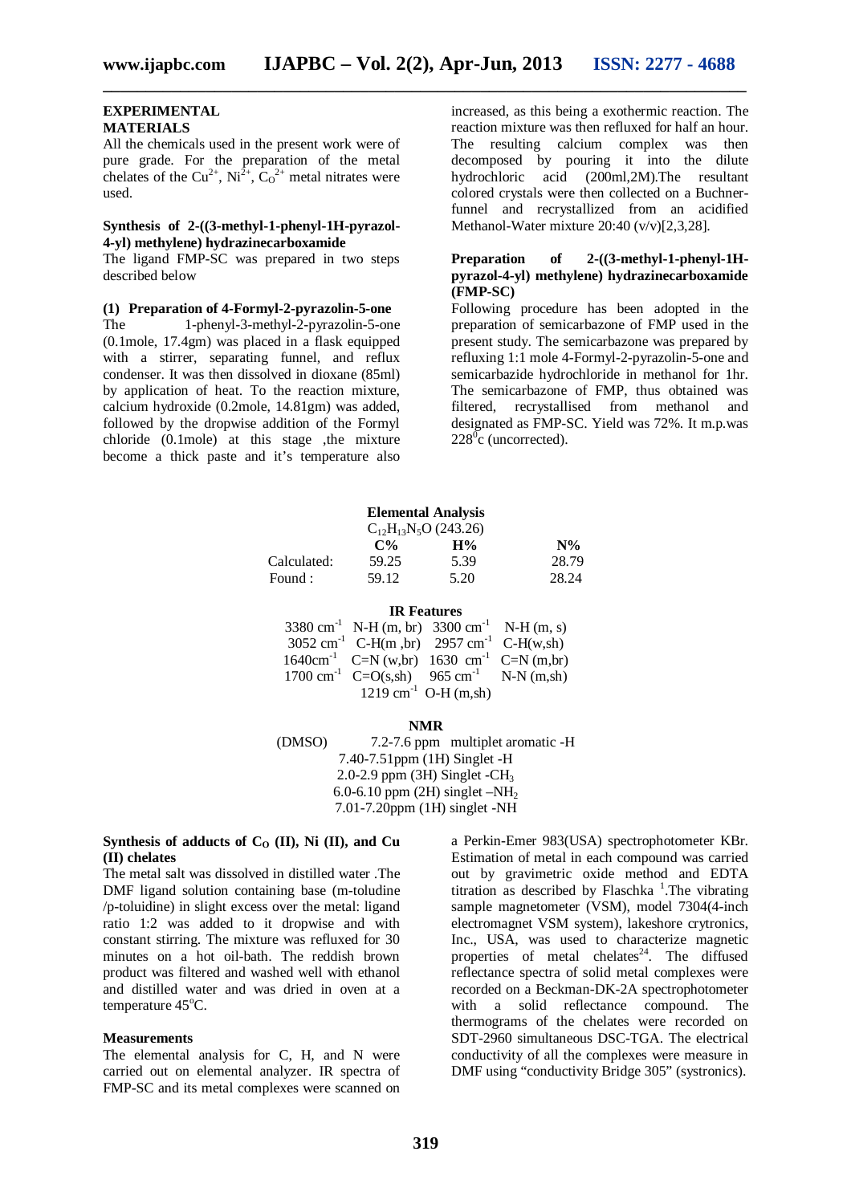## EXPERIMENTAL

### MATERIALS

All the chemicals used in the present work were of pure grade. For the preparation of the metal chelates of the $Cu^{2+}$, $Ni^{2+}$, $C_O^{2+}$ metal nitrates were used.

### Synthesis of 2-((3-methyl-1-phenyl-1H-pyrazol-4-yl) methylene) hydrazinecarboxamide

The ligand FMP-SC was prepared in two steps described below

#### (1) Preparation of 4-Formyl-2-pyrazolin-5-one

The 1-phenyl-3-methyl-2-pyrazolin-5-one (0.1mole, 17.4gm) was placed in a flask equipped with a stirrer, separating funnel, and reflux condenser. It was then dissolved in dioxane (85ml) by application of heat. To the reaction mixture, calcium hydroxide (0.2mole, 14.81gm) was added, followed by the dropwise addition of the Formyl chloride (0.1mole) at this stage ,the mixture become a thick paste and it's temperature also increased, as this being a exothermic reaction. The reaction mixture was then refluxed for half an hour. The resulting calcium complex was then decomposed by pouring it into the dilute hydrochloric acid (200ml,2M).The resultant colored crystals were then collected on a Buchner-funnel and recrystallized from an acidified Methanol-Water mixture 20:40 (v/v)[2,3,28].

#### Preparation of 2-((3-methyl-1-phenyl-1H-pyrazol-4-yl) methylene) hydrazinecarboxamide (FMP-SC)

Following procedure has been adopted in the preparation of semicarbazone of FMP used in the present study. The semicarbazone was prepared by refluxing 1:1 mole 4-Formyl-2-pyrazolin-5-one and semicarbazide hydrochloride in methanol for 1hr. The semicarbazone of FMP, thus obtained was filtered, recrystallised from methanol and designated as FMP-SC. Yield was 72%. It m.p.was $228^0$c (uncorrected).

**Elemental Analysis**

$C_{12}H_{13}N_5O$ (243.26)

| | C% | H% | N% |
|---|---|---|---|
| Calculated: | 59.25 | 5.39 | 28.79 |
| Found : | 59.12 | 5.20 | 28.24 |

**IR Features**

| | | | |
|---|---|---|---|
| 3380 $cm^{-1}$ | N-H (m, br) | 3300 $cm^{-1}$ | N-H (m, s) |
| 3052 $cm^{-1}$ | C-H(m ,br) | 2957 $cm^{-1}$ | C-H(w,sh) |
| 1640$cm^{-1}$ | C=N (w,br) | 1630 $cm^{-1}$ | C=N (m,br) |
| 1700 $cm^{-1}$ | C=O(s,sh) | 965 $cm^{-1}$ | N-N (m,sh) |
| 1219 $cm^{-1}$ | O-H (m,sh) | | |

**NMR**

(DMSO) 7.2-7.6 ppm multiplet aromatic -H
7.40-7.51ppm (1H) Singlet -H
2.0-2.9 ppm (3H) Singlet -$CH_3$
6.0-6.10 ppm (2H) singlet –$NH_2$
7.01-7.20ppm (1H) singlet -NH

### Synthesis of adducts of $C_O$ (II), Ni (II), and Cu (II) chelates

The metal salt was dissolved in distilled water .The DMF ligand solution containing base (m-toludine /p-toluidine) in slight excess over the metal: ligand ratio 1:2 was added to it dropwise and with constant stirring. The mixture was refluxed for 30 minutes on a hot oil-bath. The reddish brown product was filtered and washed well with ethanol and distilled water and was dried in oven at a temperature 45°C.

### Measurements

The elemental analysis for C, H, and N were carried out on elemental analyzer. IR spectra of FMP-SC and its metal complexes were scanned on a Perkin-Emer 983(USA) spectrophotometer KBr. Estimation of metal in each compound was carried out by gravimetric oxide method and EDTA titration as described by Flaschka [1].The vibrating sample magnetometer (VSM), model 7304(4-inch electromagnet VSM system), lakeshore crytronics, Inc., USA, was used to characterize magnetic properties of metal chelates[24]. The diffused reflectance spectra of solid metal complexes were recorded on a Beckman-DK-2A spectrophotometer with a solid reflectance compound. The thermograms of the chelates were recorded on SDT-2960 simultaneous DSC-TGA. The electrical conductivity of all the complexes were measure in DMF using "conductivity Bridge 305" (systronics).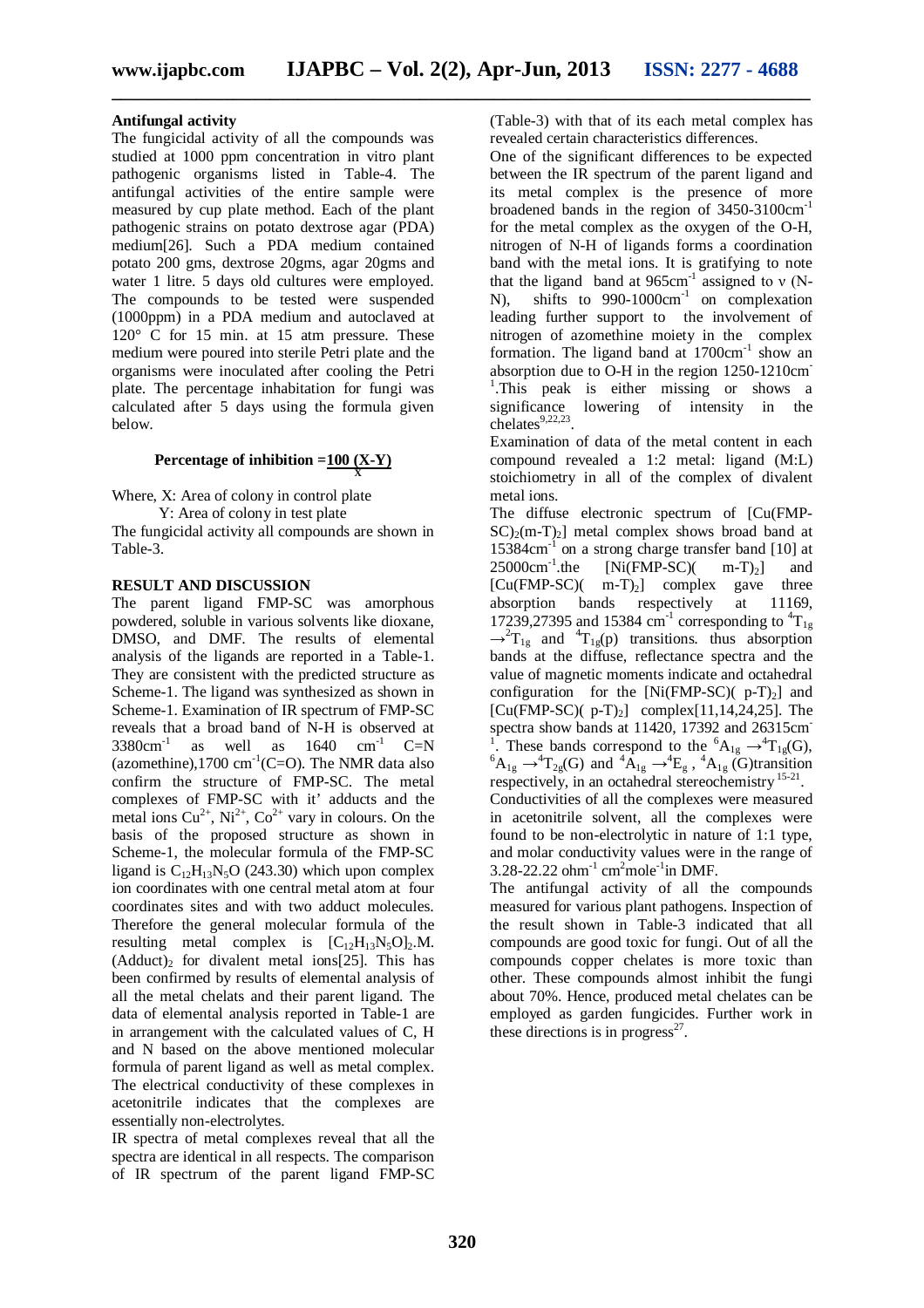**Antifungal activity**

The fungicidal activity of all the compounds was studied at 1000 ppm concentration in vitro plant pathogenic organisms listed in Table-4. The antifungal activities of the entire sample were measured by cup plate method. Each of the plant pathogenic strains on potato dextrose agar (PDA) medium[26]. Such a PDA medium contained potato 200 gms, dextrose 20gms, agar 20gms and water 1 litre. 5 days old cultures were employed. The compounds to be tested were suspended (1000ppm) in a PDA medium and autoclaved at 120° C for 15 min. at 15 atm pressure. These medium were poured into sterile Petri plate and the organisms were inoculated after cooling the Petri plate. The percentage inhabitation for fungi was calculated after 5 days using the formula given below.

$$\text{Percentage of inhibition} = \frac{100\,(X-Y)}{X}$$

Where, X: Area of colony in control plate

Y: Area of colony in test plate

The fungicidal activity all compounds are shown in Table-3.

**RESULT AND DISCUSSION**

The parent ligand FMP-SC was amorphous powdered, soluble in various solvents like dioxane, DMSO, and DMF. The results of elemental analysis of the ligands are reported in a Table-1. They are consistent with the predicted structure as Scheme-1. The ligand was synthesized as shown in Scheme-1. Examination of IR spectrum of FMP-SC reveals that a broad band of N-H is observed at 3380cm$^{-1}$ as well as 1640 cm$^{-1}$ C=N (azomethine),1700 cm$^{-1}$(C=O). The NMR data also confirm the structure of FMP-SC. The metal complexes of FMP-SC with it' adducts and the metal ions $Cu^{2+}$, $Ni^{2+}$, $Co^{2+}$ vary in colours. On the basis of the proposed structure as shown in Scheme-1, the molecular formula of the FMP-SC ligand is $C_{12}H_{13}N_5O$ (243.30) which upon complex ion coordinates with one central metal atom at four coordinates sites and with two adduct molecules. Therefore the general molecular formula of the resulting metal complex is $[C_{12}H_{13}N_5O]_2.M.(Adduct)_2$ for divalent metal ions[25]. This has been confirmed by results of elemental analysis of all the metal chelats and their parent ligand. The data of elemental analysis reported in Table-1 are in arrangement with the calculated values of C, H and N based on the above mentioned molecular formula of parent ligand as well as metal complex. The electrical conductivity of these complexes in acetonitrile indicates that the complexes are essentially non-electrolytes.

IR spectra of metal complexes reveal that all the spectra are identical in all respects. The comparison of IR spectrum of the parent ligand FMP-SC (Table-3) with that of its each metal complex has revealed certain characteristics differences.

One of the significant differences to be expected between the IR spectrum of the parent ligand and its metal complex is the presence of more broadened bands in the region of 3450-3100cm$^{-1}$ for the metal complex as the oxygen of the O-H, nitrogen of N-H of ligands forms a coordination band with the metal ions. It is gratifying to note that the ligand band at 965cm$^{-1}$ assigned to ν (N-N), shifts to 990-1000cm$^{-1}$ on complexation leading further support to the involvement of nitrogen of azomethine moiety in the complex formation. The ligand band at 1700cm$^{-1}$ show an absorption due to O-H in the region 1250-1210cm$^{-1}$.This peak is either missing or shows a significance lowering of intensity in the chelates[9,22,23].

Examination of data of the metal content in each compound revealed a 1:2 metal: ligand (M:L) stoichiometry in all of the complex of divalent metal ions.

The diffuse electronic spectrum of $[Cu(FMP\text{-}SC)_2(m\text{-}T)_2]$ metal complex shows broad band at 15384cm$^{-1}$ on a strong charge transfer band [10] at 25000cm$^{-1}$.the $[Ni(FMP\text{-}SC)(m\text{-}T)_2]$ and $[Cu(FMP\text{-}SC)(m\text{-}T)_2]$ complex gave three absorption bands respectively at 11169, 17239,27395 and 15384 cm$^{-1}$ corresponding to $^4T_{1g} \rightarrow {}^2T_{1g}$ and $^4T_{1g}(p)$ transitions. thus absorption bands at the diffuse, reflectance spectra and the value of magnetic moments indicate and octahedral configuration for the $[Ni(FMP\text{-}SC)(p\text{-}T)_2]$ and $[Cu(FMP\text{-}SC)(p\text{-}T)_2]$ complex[11,14,24,25]. The spectra show bands at 11420, 17392 and 26315cm$^{-1}$. These bands correspond to the $^6A_{1g} \rightarrow {}^4T_{1g}(G)$, $^6A_{1g} \rightarrow {}^4T_{2g}(G)$ and $^4A_{1g} \rightarrow {}^4E_g$ , $^4A_{1g}$ (G)transition respectively, in an octahedral stereochemistry[15-21].

Conductivities of all the complexes were measured in acetonitrile solvent, all the complexes were found to be non-electrolytic in nature of 1:1 type, and molar conductivity values were in the range of 3.28-22.22 ohm$^{-1}$ cm$^2$mole$^{-1}$in DMF.

The antifungal activity of all the compounds measured for various plant pathogens. Inspection of the result shown in Table-3 indicated that all compounds are good toxic for fungi. Out of all the compounds copper chelates is more toxic than other. These compounds almost inhibit the fungi about 70%. Hence, produced metal chelates can be employed as garden fungicides. Further work in these directions is in progress[27].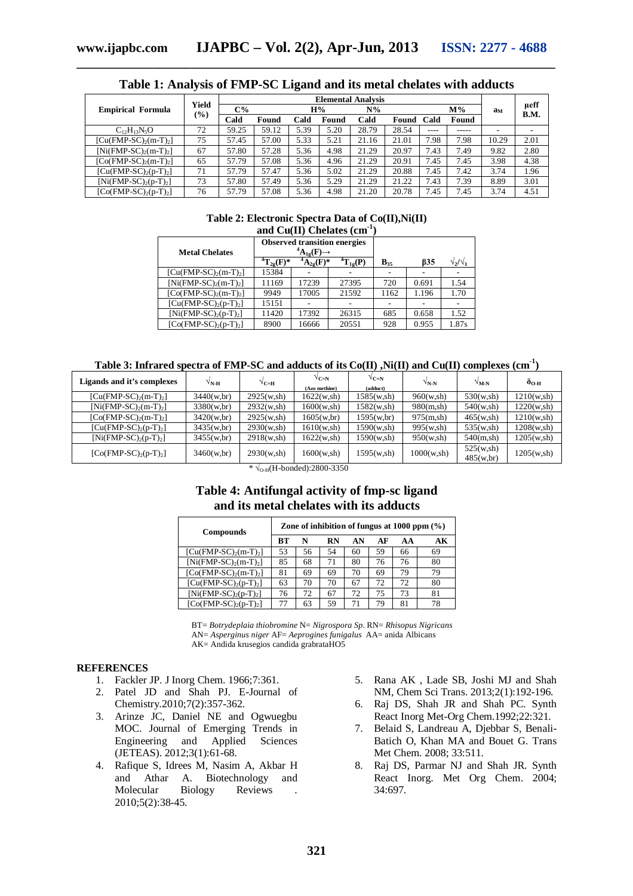**Table 1: Analysis of FMP-SC Ligand and its metal chelates with adducts**

| Empirical Formula | Yield (%) | Elemental Analysis | | | | | | | | $a_M$ | μeff B.M. |
|---|---|---|---|---|---|---|---|---|---|---|---|
| | | C% | | H% | | N% | | M% | | | |
| | | Cald | Found | Cald | Found | Cald | Found | Cald | Found | | |
| $C_{12}H_{13}N_5O$ | 72 | 59.25 | 59.12 | 5.39 | 5.20 | 28.79 | 28.54 | ---- | ----- | - | - |
| $[Cu(FMP\text{-}SC)_2(m\text{-}T)_2]$ | 75 | 57.45 | 57.00 | 5.33 | 5.21 | 21.16 | 21.01 | 7.98 | 7.98 | 10.29 | 2.01 |
| $[Ni(FMP\text{-}SC)_2(m\text{-}T)_2]$ | 67 | 57.80 | 57.28 | 5.36 | 4.98 | 21.29 | 20.97 | 7.43 | 7.49 | 9.82 | 2.80 |
| $[Co(FMP\text{-}SC)_2(m\text{-}T)_2]$ | 65 | 57.79 | 57.08 | 5.36 | 4.96 | 21.29 | 20.91 | 7.45 | 7.45 | 3.98 | 4.38 |
| $[Cu(FMP\text{-}SC)_2(p\text{-}T)_2]$ | 71 | 57.79 | 57.47 | 5.36 | 5.02 | 21.29 | 20.88 | 7.45 | 7.42 | 3.74 | 1.96 |
| $[Ni(FMP\text{-}SC)_2(p\text{-}T)_2]$ | 73 | 57.80 | 57.49 | 5.36 | 5.29 | 21.29 | 21.22 | 7.43 | 7.39 | 8.89 | 3.01 |
| $[Co(FMP\text{-}SC)_2(p\text{-}T)_2]$ | 76 | 57.79 | 57.08 | 5.36 | 4.98 | 21.20 | 20.78 | 7.45 | 7.45 | 3.74 | 4.51 |

**Table 2: Electronic Spectra Data of Co(II),Ni(II) and Cu(II) Chelates ($cm^{-1}$)**

| Metal Chelates | Observed transition energies $^4A_{1g}(F)\rightarrow$ | | | $B_{35}$ | β35 | $\sqrt{_2}/\sqrt{_1}$ |
|---|---|---|---|---|---|---|
| | $^4T_{2g}(F)$* | $^4A_{2g}(F)$* | $^4T_{1g}(P)$ | | | |
| $[Cu(FMP\text{-}SC)_2(m\text{-}T)_2]$ | 15384 | - | - | - | - | - |
| $[Ni(FMP\text{-}SC)_2(m\text{-}T)_2]$ | 11169 | 17239 | 27395 | 720 | 0.691 | 1.54 |
| $[Co(FMP\text{-}SC)_2(m\text{-}T)_2]$ | 9949 | 17005 | 21592 | 1162 | 1.196 | 1.70 |
| $[Cu(FMP\text{-}SC)_2(p\text{-}T)_2]$ | 15151 | - | - | - | - | - |
| $[Ni(FMP\text{-}SC)_2(p\text{-}T)_2]$ | 11420 | 17392 | 26315 | 685 | 0.658 | 1.52 |
| $[Co(FMP\text{-}SC)_2(p\text{-}T)_2]$ | 8900 | 16666 | 20551 | 928 | 0.955 | 1.87s |

**Table 3: Infrared spectra of FMP-SC and adducts of its Co(II) ,Ni(II) and Cu(II) complexes ($cm^{-1}$)**

| Ligands and it's complexes | $\sqrt{_{N\text{-}H}}$ | $\sqrt{_{C=H}}$ | $\sqrt{_{C=N}}$ (Azo methine) | $\sqrt{_{C=N}}$ (adduct) | $\sqrt{_{N\text{-}N}}$ | $\sqrt{_{M\text{-}N}}$ | $\delta_{O\text{-}H}$ |
|---|---|---|---|---|---|---|---|
| $[Cu(FMP\text{-}SC)_2(m\text{-}T)_2]$ | 3440(w,br) | 2925(w,sh) | 1622(w,sh) | 1585(w,sh) | 960(w,sh) | 530(w,sh) | 1210(w,sh) |
| $[Ni(FMP\text{-}SC)_2(m\text{-}T)_2]$ | 3380(w,br) | 2932(w,sh) | 1600(w,sh) | 1582(w,sh) | 980(m,sh) | 540(w,sh) | 1220(w,sh) |
| $[Co(FMP\text{-}SC)_2(m\text{-}T)_2]$ | 3420(w,br) | 2925(w,sh) | 1605(w,br) | 1595(w,br) | 975(m,sh) | 465(w,sh) | 1210(w,sh) |
| $[Cu(FMP\text{-}SC)_2(p\text{-}T)_2]$ | 3435(w,br) | 2930(w,sh) | 1610(w,sh) | 1590(w,sh) | 995(w,sh) | 535(w,sh) | 1208(w,sh) |
| $[Ni(FMP\text{-}SC)_2(p\text{-}T)_2]$ | 3455(w,br) | 2918(w,sh) | 1622(w,sh) | 1590(w,sh) | 950(w,sh) | 540(m,sh) | 1205(w,sh) |
| $[Co(FMP\text{-}SC)_2(p\text{-}T)_2]$ | 3460(w,br) | 2930(w,sh) | 1600(w,sh) | 1595(w,sh) | 1000(w,sh) | 525(w,sh) 485(w,br) | 1205(w,sh) |

* $\sqrt{_{O\text{-}H}}$(H-bonded):2800-3350

**Table 4: Antifungal activity of fmp-sc ligand and its metal chelates with its adducts**

| Compounds | Zone of inhibition of fungus at 1000 ppm (%) | | | | | | |
|---|---|---|---|---|---|---|---|
| | BT | N | RN | AN | AF | AA | AK |
| $[Cu(FMP\text{-}SC)_2(m\text{-}T)_2]$ | 53 | 56 | 54 | 60 | 59 | 66 | 69 |
| $[Ni(FMP\text{-}SC)_2(m\text{-}T)_2]$ | 85 | 68 | 71 | 80 | 76 | 76 | 80 |
| $[Co(FMP\text{-}SC)_2(m\text{-}T)_2]$ | 81 | 69 | 69 | 70 | 69 | 79 | 79 |
| $[Cu(FMP\text{-}SC)_2(p\text{-}T)_2]$ | 63 | 70 | 70 | 67 | 72 | 72 | 80 |
| $[Ni(FMP\text{-}SC)_2(p\text{-}T)_2]$ | 76 | 72 | 67 | 72 | 75 | 73 | 81 |
| $[Co(FMP\text{-}SC)_2(p\text{-}T)_2]$ | 77 | 63 | 59 | 71 | 79 | 81 | 78 |

BT= *Botrydeplaia thiobromine* N= *Nigrospora Sp.* RN= *Rhisopus Nigricans*
AN= *Asperginus niger* AF= *Aeprogines funigalus* AA= anida Albicans
AK= Andida krusegios candida grabrataHO5

## REFERENCES

1. Fackler JP. J Inorg Chem. 1966;7:361.
2. Patel JD and Shah PJ. E-Journal of Chemistry.2010;7(2):357-362.
3. Arinze JC, Daniel NE and Ogwuegbu MOC. Journal of Emerging Trends in Engineering and Applied Sciences (JETEAS). 2012;3(1):61-68.
4. Rafique S, Idrees M, Nasim A, Akbar H and Athar A. Biotechnology and Molecular Biology Reviews . 2010;5(2):38-45.
5. Rana AK , Lade SB, Joshi MJ and Shah NM, Chem Sci Trans. 2013;2(1):192-196.
6. Raj DS, Shah JR and Shah PC. Synth React Inorg Met-Org Chem.1992;22:321.
7. Belaid S, Landreau A, Djebbar S, Benali-Batich O, Khan MA and Bouet G. Trans Met Chem. 2008; 33:511.
8. Raj DS, Parmar NJ and Shah JR. Synth React Inorg. Met Org Chem. 2004; 34:697.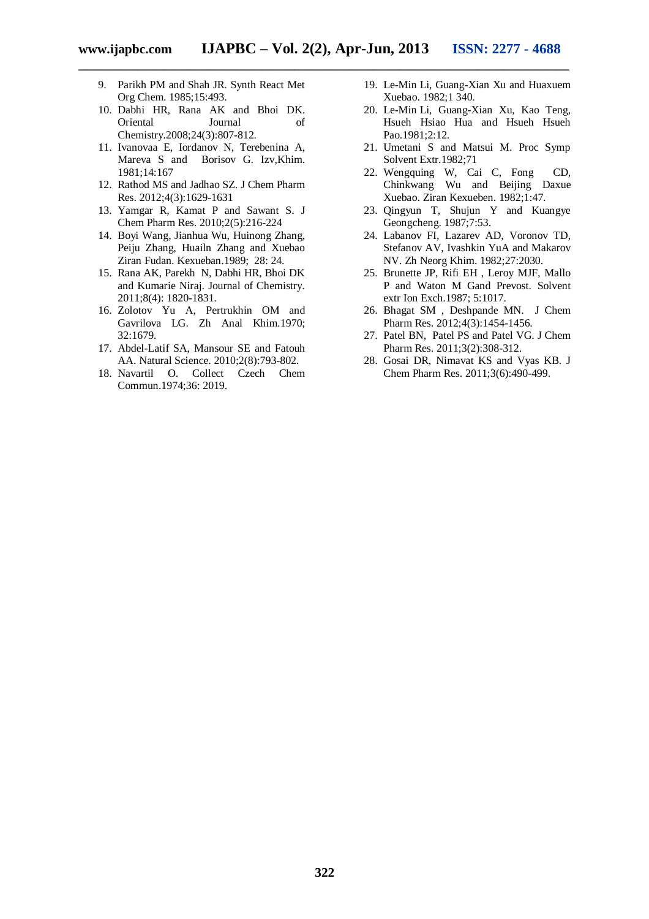9. Parikh PM and Shah JR. Synth React Met Org Chem. 1985;15:493.
10. Dabhi HR, Rana AK and Bhoi DK. Oriental Journal of Chemistry.2008;24(3):807-812.
11. Ivanovaa E, Iordanov N, Terebenina A, Mareva S and Borisov G. Izv,Khim. 1981;14:167
12. Rathod MS and Jadhao SZ. J Chem Pharm Res. 2012;4(3):1629-1631
13. Yamgar R, Kamat P and Sawant S. J Chem Pharm Res. 2010;2(5):216-224
14. Boyi Wang, Jianhua Wu, Huinong Zhang, Peiju Zhang, Huailn Zhang and Xuebao Ziran Fudan. Kexueban.1989; 28: 24.
15. Rana AK, Parekh N, Dabhi HR, Bhoi DK and Kumarie Niraj. Journal of Chemistry. 2011;8(4): 1820-1831.
16. Zolotov Yu A, Pertrukhin OM and Gavrilova LG. Zh Anal Khim.1970; 32:1679.
17. Abdel-Latif SA, Mansour SE and Fatouh AA. Natural Science. 2010;2(8):793-802.
18. Navartil O. Collect Czech Chem Commun.1974;36: 2019.
19. Le-Min Li, Guang-Xian Xu and Huaxuem Xuebao. 1982;1 340.
20. Le-Min Li, Guang-Xian Xu, Kao Teng, Hsueh Hsiao Hua and Hsueh Hsueh Pao.1981;2:12.
21. Umetani S and Matsui M. Proc Symp Solvent Extr.1982;71
22. Wengquing W, Cai C, Fong CD, Chinkwang Wu and Beijing Daxue Xuebao. Ziran Kexueben. 1982;1:47.
23. Qingyun T, Shujun Y and Kuangye Geongcheng. 1987;7:53.
24. Labanov FI, Lazarev AD, Voronov TD, Stefanov AV, Ivashkin YuA and Makarov NV. Zh Neorg Khim. 1982;27:2030.
25. Brunette JP, Rifi EH , Leroy MJF, Mallo P and Waton M Gand Prevost. Solvent extr Ion Exch.1987; 5:1017.
26. Bhagat SM , Deshpande MN. J Chem Pharm Res. 2012;4(3):1454-1456.
27. Patel BN, Patel PS and Patel VG. J Chem Pharm Res. 2011;3(2):308-312.
28. Gosai DR, Nimavat KS and Vyas KB. J Chem Pharm Res. 2011;3(6):490-499.